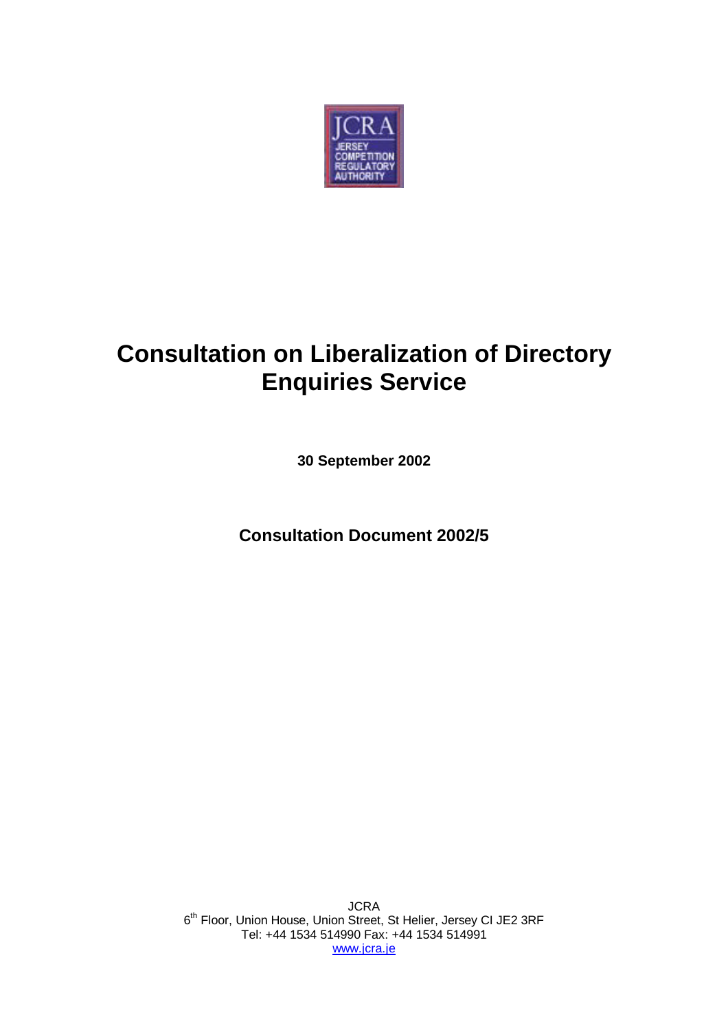# Consultation on Liberalization of Directory Enquiries Service

**30 September 2002**

**Consultation Document 2002/5**

JCRA
6th Floor, Union House, Union Street, St Helier, Jersey CI JE2 3RF
Tel: +44 1534 514990 Fax: +44 1534 514991
www.jcra.je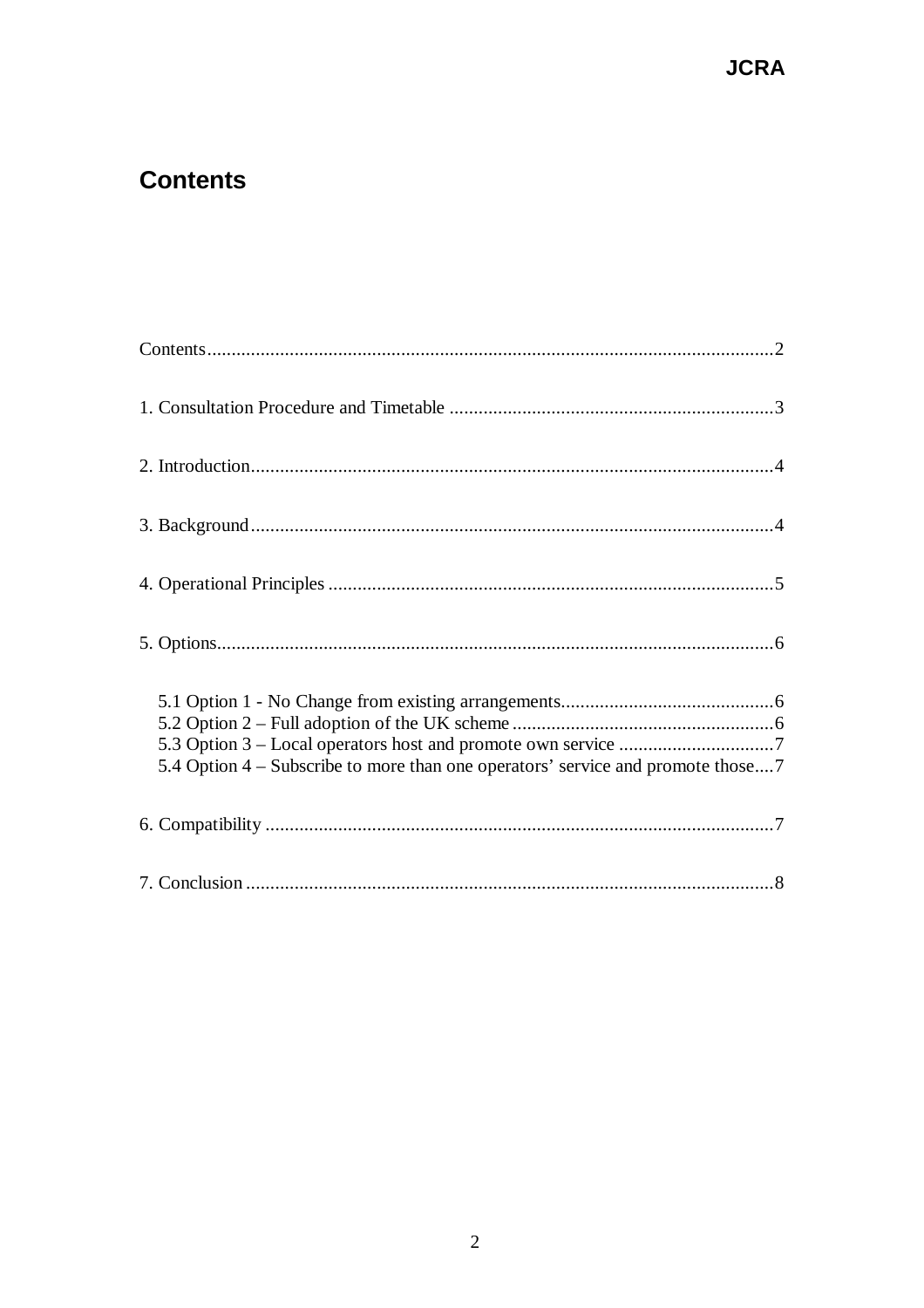# Contents

Contents....................................................................................................................2

1. Consultation Procedure and Timetable ...................................................................3

2. Introduction...........................................................................................................4

3. Background...........................................................................................................4

4. Operational Principles ...........................................................................................5

5. Options..................................................................................................................6

- 5.1 Option 1 - No Change from existing arrangements............................................6
- 5.2 Option 2 – Full adoption of the UK scheme......................................................6
- 5.3 Option 3 – Local operators host and promote own service ................................7
- 5.4 Option 4 – Subscribe to more than one operators' service and promote those....7

6. Compatibility ........................................................................................................7

7. Conclusion ............................................................................................................8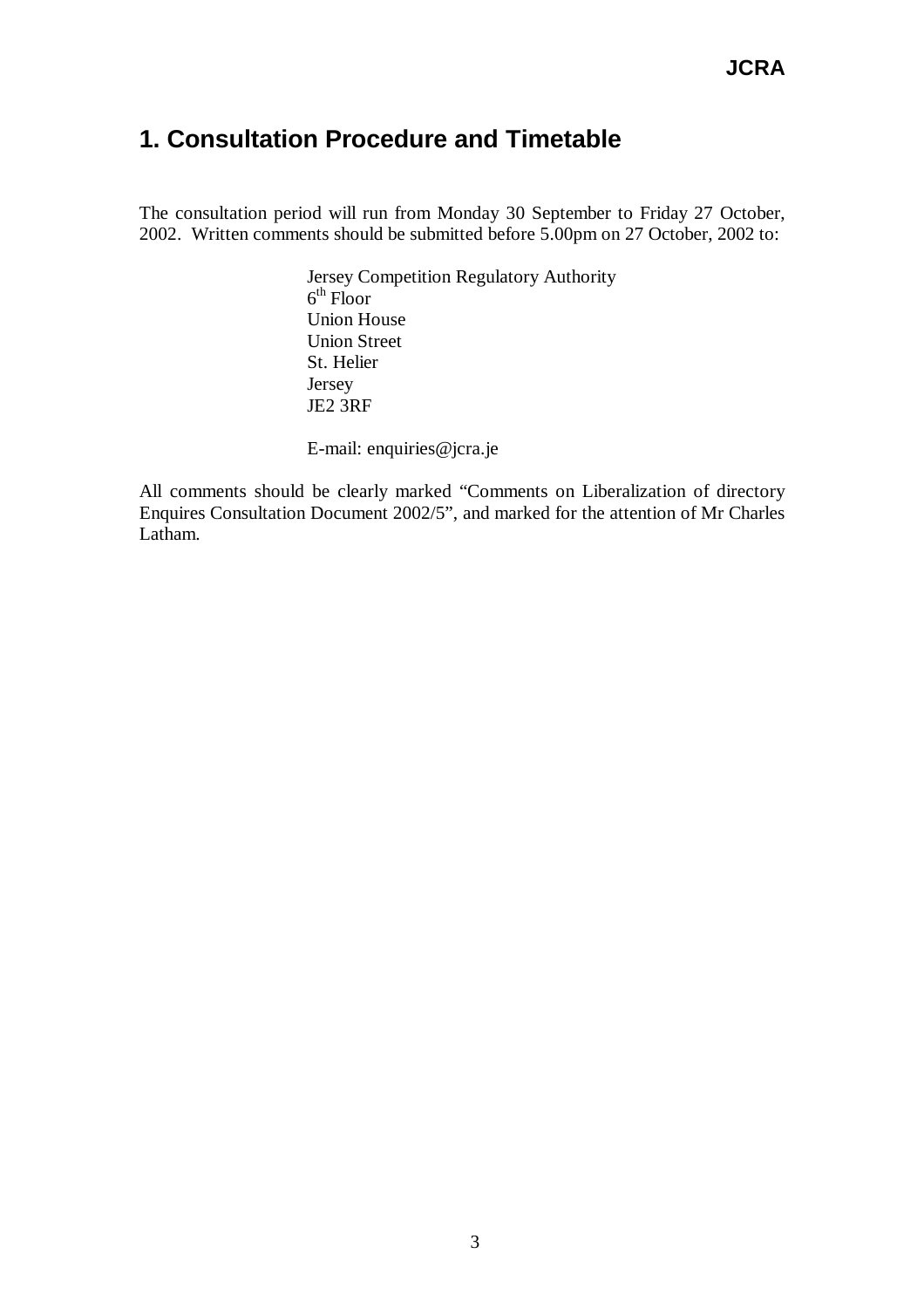# 1. Consultation Procedure and Timetable

The consultation period will run from Monday 30 September to Friday 27 October, 2002. Written comments should be submitted before 5.00pm on 27 October, 2002 to:

> Jersey Competition Regulatory Authority
> 6th Floor
> Union House
> Union Street
> St. Helier
> Jersey
> JE2 3RF
>
> E-mail: enquiries@jcra.je

All comments should be clearly marked "Comments on Liberalization of directory Enquires Consultation Document 2002/5", and marked for the attention of Mr Charles Latham.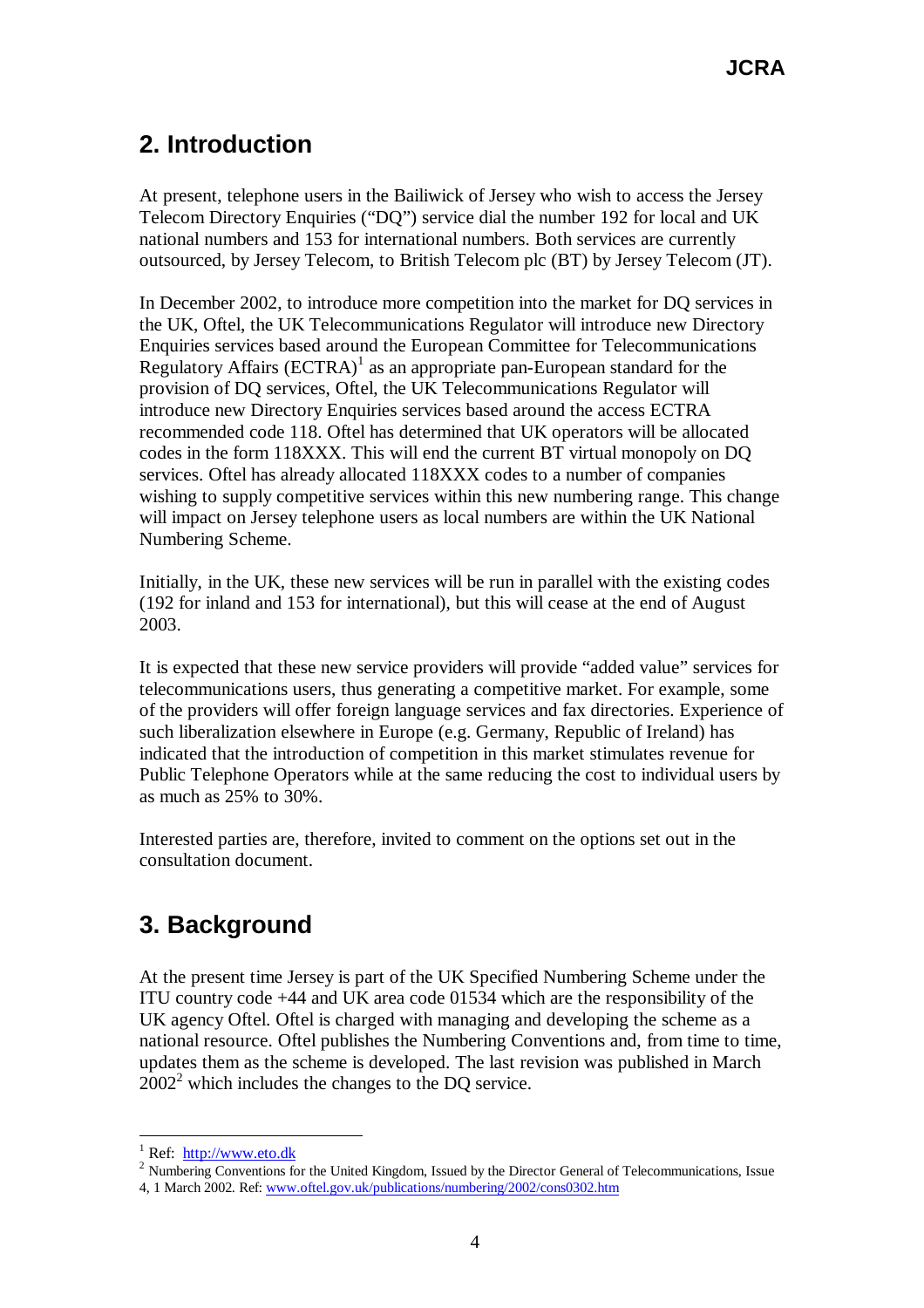## 2. Introduction

At present, telephone users in the Bailiwick of Jersey who wish to access the Jersey Telecom Directory Enquiries ("DQ") service dial the number 192 for local and UK national numbers and 153 for international numbers. Both services are currently outsourced, by Jersey Telecom, to British Telecom plc (BT) by Jersey Telecom (JT).

In December 2002, to introduce more competition into the market for DQ services in the UK, Oftel, the UK Telecommunications Regulator will introduce new Directory Enquiries services based around the European Committee for Telecommunications Regulatory Affairs (ECTRA)[1] as an appropriate pan-European standard for the provision of DQ services, Oftel, the UK Telecommunications Regulator will introduce new Directory Enquiries services based around the access ECTRA recommended code 118. Oftel has determined that UK operators will be allocated codes in the form 118XXX. This will end the current BT virtual monopoly on DQ services. Oftel has already allocated 118XXX codes to a number of companies wishing to supply competitive services within this new numbering range. This change will impact on Jersey telephone users as local numbers are within the UK National Numbering Scheme.

Initially, in the UK, these new services will be run in parallel with the existing codes (192 for inland and 153 for international), but this will cease at the end of August 2003.

It is expected that these new service providers will provide "added value" services for telecommunications users, thus generating a competitive market. For example, some of the providers will offer foreign language services and fax directories. Experience of such liberalization elsewhere in Europe (e.g. Germany, Republic of Ireland) has indicated that the introduction of competition in this market stimulates revenue for Public Telephone Operators while at the same reducing the cost to individual users by as much as 25% to 30%.

Interested parties are, therefore, invited to comment on the options set out in the consultation document.

## 3. Background

At the present time Jersey is part of the UK Specified Numbering Scheme under the ITU country code +44 and UK area code 01534 which are the responsibility of the UK agency Oftel. Oftel is charged with managing and developing the scheme as a national resource. Oftel publishes the Numbering Conventions and, from time to time, updates them as the scheme is developed. The last revision was published in March 2002[2] which includes the changes to the DQ service.

---

[1] Ref: http://www.eto.dk

[2] Numbering Conventions for the United Kingdom, Issued by the Director General of Telecommunications, Issue 4, 1 March 2002. Ref: www.oftel.gov.uk/publications/numbering/2002/cons0302.htm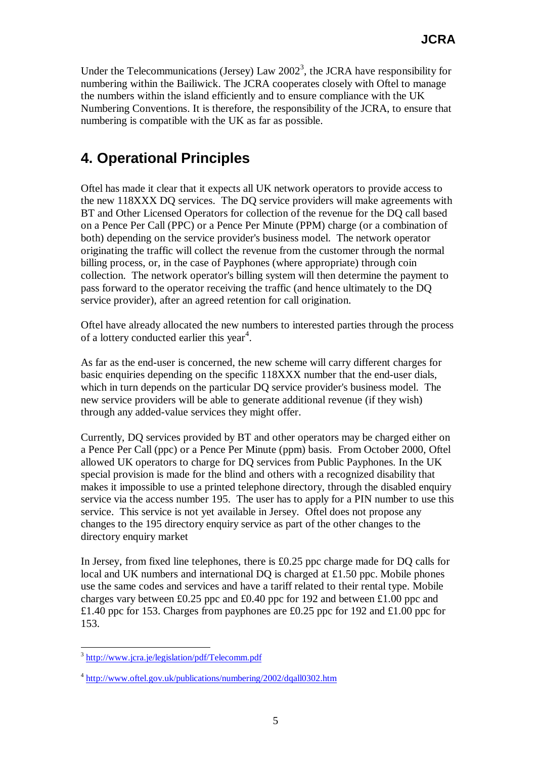Under the Telecommunications (Jersey) Law 2002[3], the JCRA have responsibility for numbering within the Bailiwick. The JCRA cooperates closely with Oftel to manage the numbers within the island efficiently and to ensure compliance with the UK Numbering Conventions. It is therefore, the responsibility of the JCRA, to ensure that numbering is compatible with the UK as far as possible.

## 4. Operational Principles

Oftel has made it clear that it expects all UK network operators to provide access to the new 118XXX DQ services. The DQ service providers will make agreements with BT and Other Licensed Operators for collection of the revenue for the DQ call based on a Pence Per Call (PPC) or a Pence Per Minute (PPM) charge (or a combination of both) depending on the service provider's business model. The network operator originating the traffic will collect the revenue from the customer through the normal billing process, or, in the case of Payphones (where appropriate) through coin collection. The network operator's billing system will then determine the payment to pass forward to the operator receiving the traffic (and hence ultimately to the DQ service provider), after an agreed retention for call origination.

Oftel have already allocated the new numbers to interested parties through the process of a lottery conducted earlier this year[4].

As far as the end-user is concerned, the new scheme will carry different charges for basic enquiries depending on the specific 118XXX number that the end-user dials, which in turn depends on the particular DQ service provider's business model. The new service providers will be able to generate additional revenue (if they wish) through any added-value services they might offer.

Currently, DQ services provided by BT and other operators may be charged either on a Pence Per Call (ppc) or a Pence Per Minute (ppm) basis. From October 2000, Oftel allowed UK operators to charge for DQ services from Public Payphones. In the UK special provision is made for the blind and others with a recognized disability that makes it impossible to use a printed telephone directory, through the disabled enquiry service via the access number 195. The user has to apply for a PIN number to use this service. This service is not yet available in Jersey. Oftel does not propose any changes to the 195 directory enquiry service as part of the other changes to the directory enquiry market

In Jersey, from fixed line telephones, there is £0.25 ppc charge made for DQ calls for local and UK numbers and international DQ is charged at £1.50 ppc. Mobile phones use the same codes and services and have a tariff related to their rental type. Mobile charges vary between £0.25 ppc and £0.40 ppc for 192 and between £1.00 ppc and £1.40 ppc for 153. Charges from payphones are £0.25 ppc for 192 and £1.00 ppc for 153.

---

[3] http://www.jcra.je/legislation/pdf/Telecomm.pdf

[4] http://www.oftel.gov.uk/publications/numbering/2002/dqall0302.htm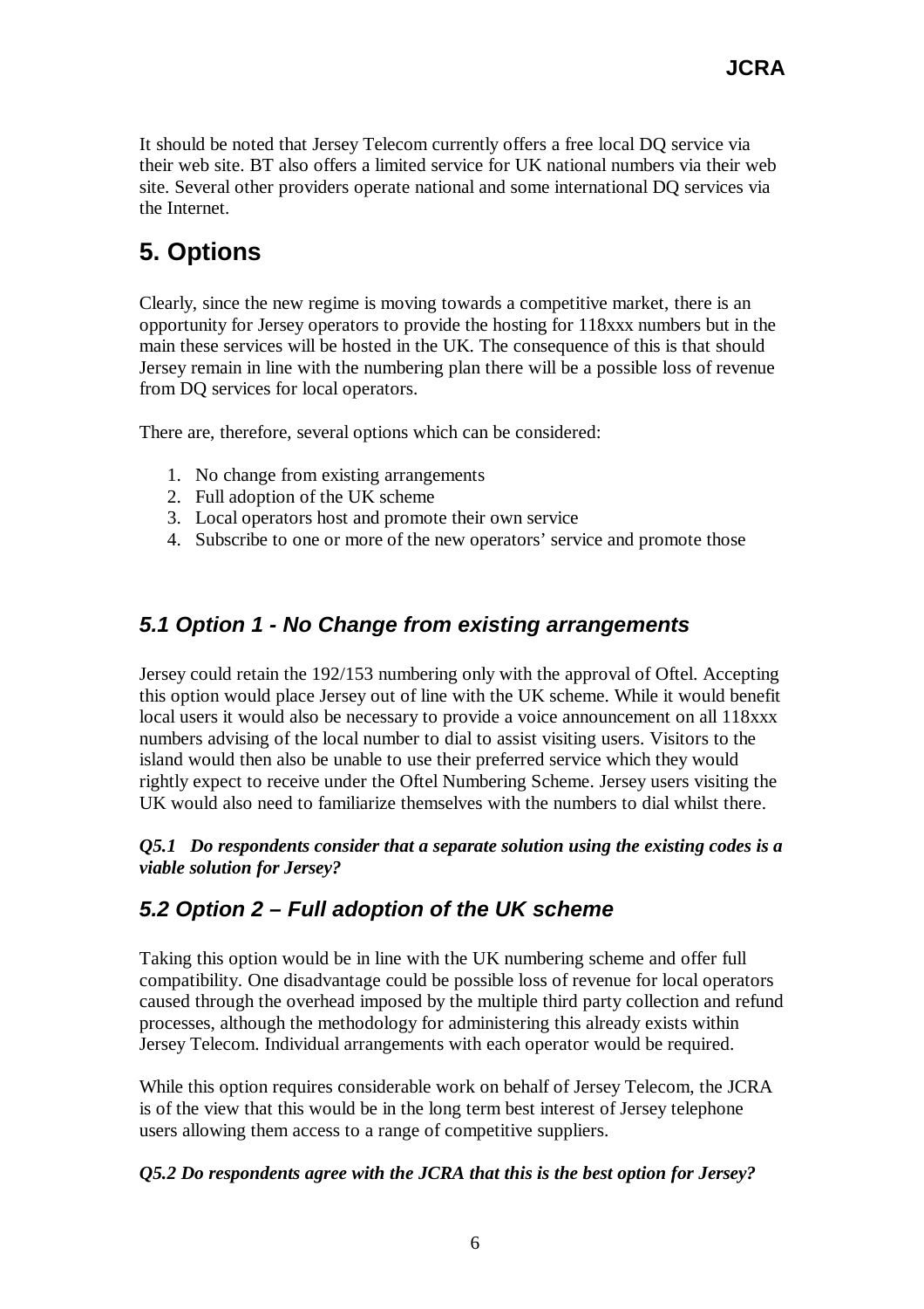It should be noted that Jersey Telecom currently offers a free local DQ service via their web site. BT also offers a limited service for UK national numbers via their web site. Several other providers operate national and some international DQ services via the Internet.

# 5. Options

Clearly, since the new regime is moving towards a competitive market, there is an opportunity for Jersey operators to provide the hosting for 118xxx numbers but in the main these services will be hosted in the UK. The consequence of this is that should Jersey remain in line with the numbering plan there will be a possible loss of revenue from DQ services for local operators.

There are, therefore, several options which can be considered:

1. No change from existing arrangements
2. Full adoption of the UK scheme
3. Local operators host and promote their own service
4. Subscribe to one or more of the new operators' service and promote those

## *5.1 Option 1 - No Change from existing arrangements*

Jersey could retain the 192/153 numbering only with the approval of Oftel. Accepting this option would place Jersey out of line with the UK scheme. While it would benefit local users it would also be necessary to provide a voice announcement on all 118xxx numbers advising of the local number to dial to assist visiting users. Visitors to the island would then also be unable to use their preferred service which they would rightly expect to receive under the Oftel Numbering Scheme. Jersey users visiting the UK would also need to familiarize themselves with the numbers to dial whilst there.

***Q5.1 Do respondents consider that a separate solution using the existing codes is a viable solution for Jersey?***

## *5.2 Option 2 – Full adoption of the UK scheme*

Taking this option would be in line with the UK numbering scheme and offer full compatibility. One disadvantage could be possible loss of revenue for local operators caused through the overhead imposed by the multiple third party collection and refund processes, although the methodology for administering this already exists within Jersey Telecom. Individual arrangements with each operator would be required.

While this option requires considerable work on behalf of Jersey Telecom, the JCRA is of the view that this would be in the long term best interest of Jersey telephone users allowing them access to a range of competitive suppliers.

***Q5.2 Do respondents agree with the JCRA that this is the best option for Jersey?***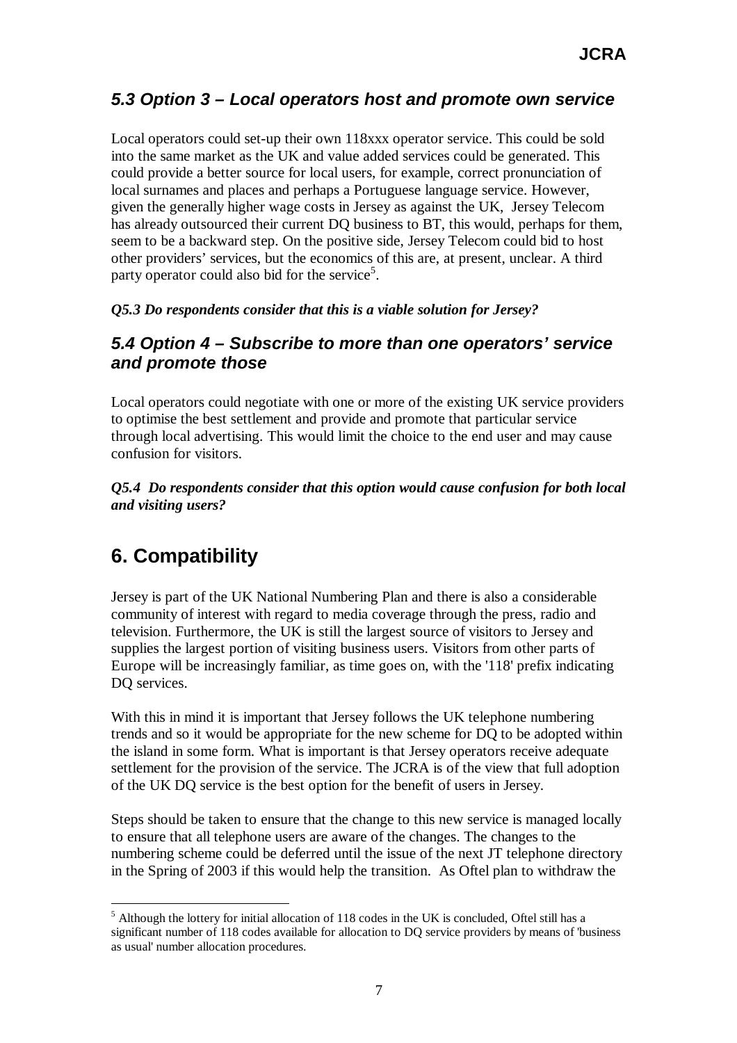### *5.3 Option 3 – Local operators host and promote own service*

Local operators could set-up their own 118xxx operator service. This could be sold into the same market as the UK and value added services could be generated. This could provide a better source for local users, for example, correct pronunciation of local surnames and places and perhaps a Portuguese language service. However, given the generally higher wage costs in Jersey as against the UK, Jersey Telecom has already outsourced their current DQ business to BT, this would, perhaps for them, seem to be a backward step. On the positive side, Jersey Telecom could bid to host other providers' services, but the economics of this are, at present, unclear. A third party operator could also bid for the service[5].

***Q5.3 Do respondents consider that this is a viable solution for Jersey?***

### *5.4 Option 4 – Subscribe to more than one operators' service and promote those*

Local operators could negotiate with one or more of the existing UK service providers to optimise the best settlement and provide and promote that particular service through local advertising. This would limit the choice to the end user and may cause confusion for visitors.

***Q5.4 Do respondents consider that this option would cause confusion for both local and visiting users?***

## 6. Compatibility

Jersey is part of the UK National Numbering Plan and there is also a considerable community of interest with regard to media coverage through the press, radio and television. Furthermore, the UK is still the largest source of visitors to Jersey and supplies the largest portion of visiting business users. Visitors from other parts of Europe will be increasingly familiar, as time goes on, with the '118' prefix indicating DQ services.

With this in mind it is important that Jersey follows the UK telephone numbering trends and so it would be appropriate for the new scheme for DQ to be adopted within the island in some form. What is important is that Jersey operators receive adequate settlement for the provision of the service. The JCRA is of the view that full adoption of the UK DQ service is the best option for the benefit of users in Jersey.

Steps should be taken to ensure that the change to this new service is managed locally to ensure that all telephone users are aware of the changes. The changes to the numbering scheme could be deferred until the issue of the next JT telephone directory in the Spring of 2003 if this would help the transition. As Oftel plan to withdraw the

---

[5] Although the lottery for initial allocation of 118 codes in the UK is concluded, Oftel still has a significant number of 118 codes available for allocation to DQ service providers by means of 'business as usual' number allocation procedures.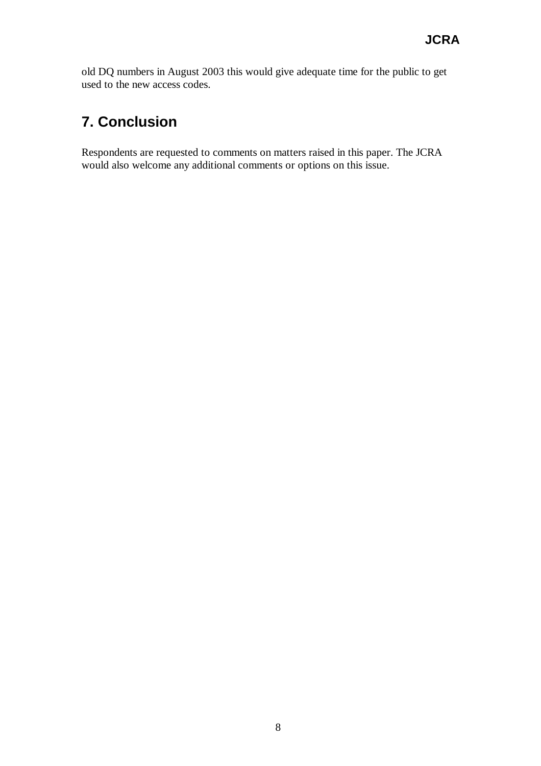old DQ numbers in August 2003 this would give adequate time for the public to get used to the new access codes.

## 7. Conclusion

Respondents are requested to comments on matters raised in this paper. The JCRA would also welcome any additional comments or options on this issue.